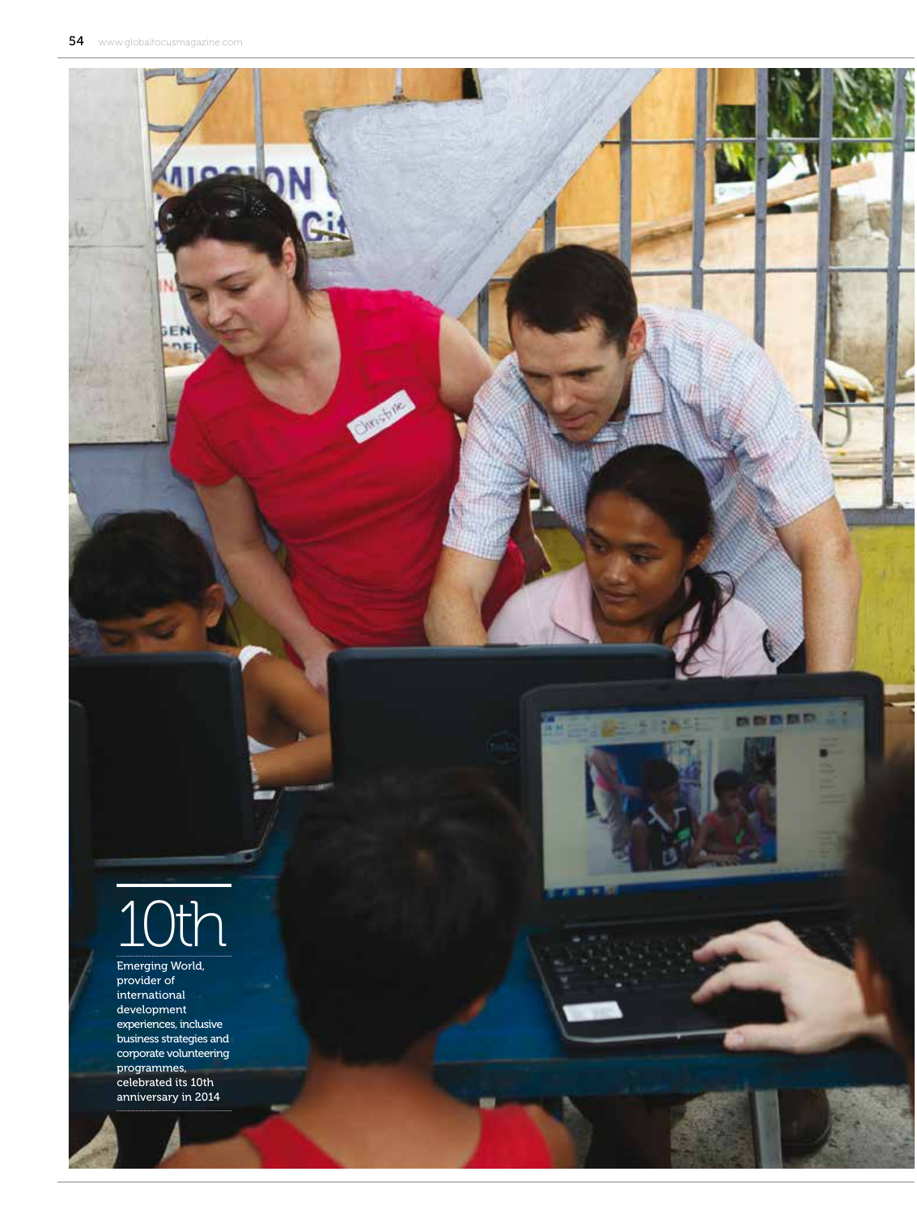10th

Emerging World, provider of international development experiences, inclusive business strategies and corporate volunteering programmes, celebrated its 10th anniversary in 2014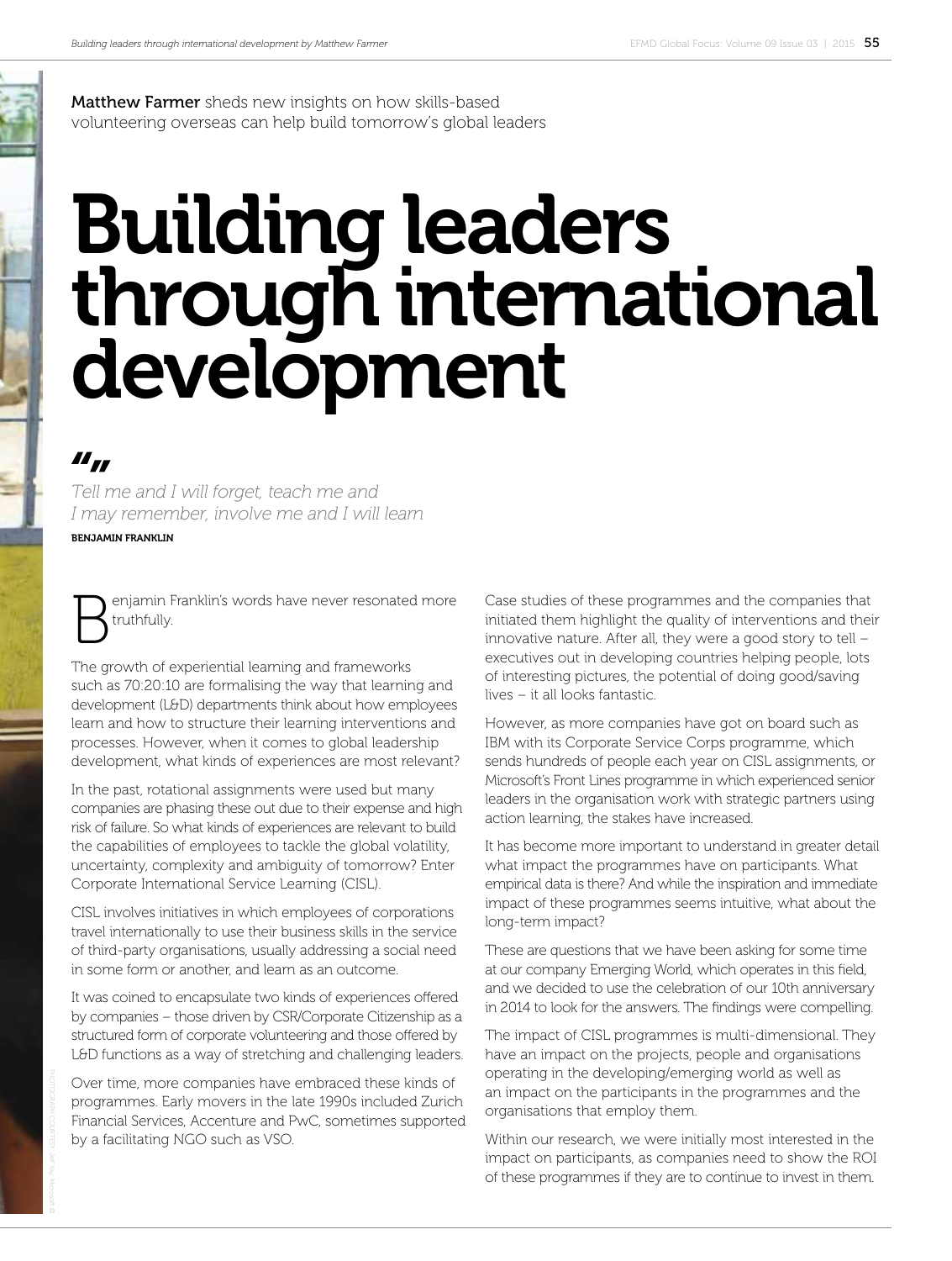**Matthew Farmer** sheds new insights on how skills-based volunteering overseas can help build tomorrow's global leaders

# Building leaders through international development

> *Tell me and I will forget, teach me and I may remember, involve me and I will learn*
>
> **BENJAMIN FRANKLIN**

Benjamin Franklin's words have never resonated more truthfully.

The growth of experiential learning and frameworks such as 70:20:10 are formalising the way that learning and development (L&D) departments think about how employees learn and how to structure their learning interventions and processes. However, when it comes to global leadership development, what kinds of experiences are most relevant?

In the past, rotational assignments were used but many companies are phasing these out due to their expense and high risk of failure. So what kinds of experiences are relevant to build the capabilities of employees to tackle the global volatility, uncertainty, complexity and ambiguity of tomorrow? Enter Corporate International Service Learning (CISL).

CISL involves initiatives in which employees of corporations travel internationally to use their business skills in the service of third-party organisations, usually addressing a social need in some form or another, and learn as an outcome.

It was coined to encapsulate two kinds of experiences offered by companies – those driven by CSR/Corporate Citizenship as a structured form of corporate volunteering and those offered by L&D functions as a way of stretching and challenging leaders.

Over time, more companies have embraced these kinds of programmes. Early movers in the late 1990s included Zurich Financial Services, Accenture and PwC, sometimes supported by a facilitating NGO such as VSO.

Case studies of these programmes and the companies that initiated them highlight the quality of interventions and their innovative nature. After all, they were a good story to tell – executives out in developing countries helping people, lots of interesting pictures, the potential of doing good/saving lives – it all looks fantastic.

However, as more companies have got on board such as IBM with its Corporate Service Corps programme, which sends hundreds of people each year on CISL assignments, or Microsoft's Front Lines programme in which experienced senior leaders in the organisation work with strategic partners using action learning, the stakes have increased.

It has become more important to understand in greater detail what impact the programmes have on participants. What empirical data is there? And while the inspiration and immediate impact of these programmes seems intuitive, what about the long-term impact?

These are questions that we have been asking for some time at our company Emerging World, which operates in this field, and we decided to use the celebration of our 10th anniversary in 2014 to look for the answers. The findings were compelling.

The impact of CISL programmes is multi-dimensional. They have an impact on the projects, people and organisations operating in the developing/emerging world as well as an impact on the participants in the programmes and the organisations that employ them.

Within our research, we were initially most interested in the impact on participants, as companies need to show the ROI of these programmes if they are to continue to invest in them.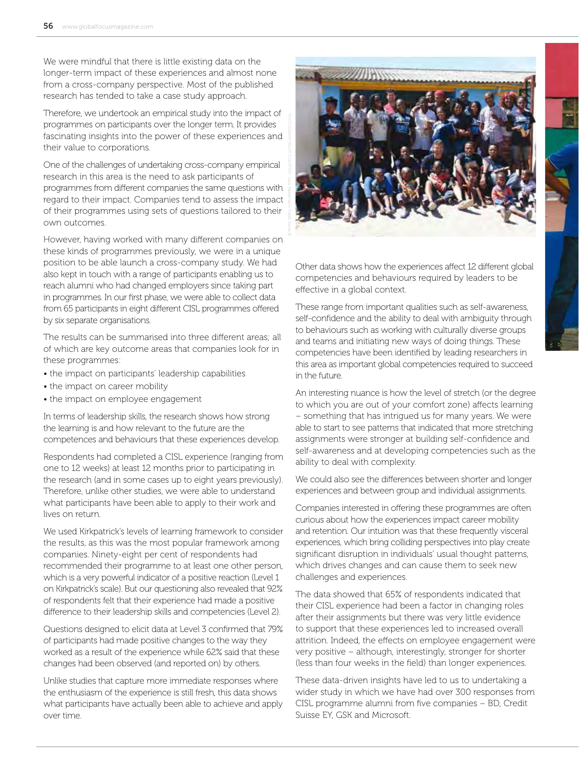We were mindful that there is little existing data on the longer-term impact of these experiences and almost none from a cross-company perspective. Most of the published research has tended to take a case study approach.

Therefore, we undertook an empirical study into the impact of programmes on participants over the longer term. It provides fascinating insights into the power of these experiences and their value to corporations.

One of the challenges of undertaking cross-company empirical research in this area is the need to ask participants of programmes from different companies the same questions with regard to their impact. Companies tend to assess the impact of their programmes using sets of questions tailored to their own outcomes.

However, having worked with many different companies on these kinds of programmes previously, we were in a unique position to be able launch a cross-company study. We had also kept in touch with a range of participants enabling us to reach alumni who had changed employers since taking part in programmes. In our first phase, we were able to collect data from 65 participants in eight different CISL programmes offered by six separate organisations.

The results can be summarised into three different areas; all of which are key outcome areas that companies look for in these programmes:

- the impact on participants' leadership capabilities
- the impact on career mobility
- the impact on employee engagement

In terms of leadership skills, the research shows how strong the learning is and how relevant to the future are the competences and behaviours that these experiences develop.

Respondents had completed a CISL experience (ranging from one to 12 weeks) at least 12 months prior to participating in the research (and in some cases up to eight years previously). Therefore, unlike other studies, we were able to understand what participants have been able to apply to their work and lives on return.

We used Kirkpatrick's levels of learning framework to consider the results, as this was the most popular framework among companies. Ninety-eight per cent of respondents had recommended their programme to at least one other person, which is a very powerful indicator of a positive reaction (Level 1 on Kirkpatrick's scale). But our questioning also revealed that 92% of respondents felt that their experience had made a positive difference to their leadership skills and competencies (Level 2).

Questions designed to elicit data at Level 3 confirmed that 79% of participants had made positive changes to the way they worked as a result of the experience while 62% said that these changes had been observed (and reported on) by others.

Unlike studies that capture more immediate responses where the enthusiasm of the experience is still fresh, this data shows what participants have actually been able to achieve and apply over time.

Other data shows how the experiences affect 12 different global competencies and behaviours required by leaders to be effective in a global context.

These range from important qualities such as self-awareness, self-confidence and the ability to deal with ambiguity through to behaviours such as working with culturally diverse groups and teams and initiating new ways of doing things. These competencies have been identified by leading researchers in this area as important global competencies required to succeed in the future.

An interesting nuance is how the level of stretch (or the degree to which you are out of your comfort zone) affects learning – something that has intrigued us for many years. We were able to start to see patterns that indicated that more stretching assignments were stronger at building self-confidence and self-awareness and at developing competencies such as the ability to deal with complexity.

We could also see the differences between shorter and longer experiences and between group and individual assignments.

Companies interested in offering these programmes are often curious about how the experiences impact career mobility and retention. Our intuition was that these frequently visceral experiences, which bring colliding perspectives into play create significant disruption in individuals' usual thought patterns, which drives changes and can cause them to seek new challenges and experiences.

The data showed that 65% of respondents indicated that their CISL experience had been a factor in changing roles after their assignments but there was very little evidence to support that these experiences led to increased overall attrition. Indeed, the effects on employee engagement were very positive – although, interestingly, stronger for shorter (less than four weeks in the field) than longer experiences.

These data-driven insights have led to us to undertaking a wider study in which we have had over 300 responses from CISL programme alumni from five companies – BD, Credit Suisse EY, GSK and Microsoft.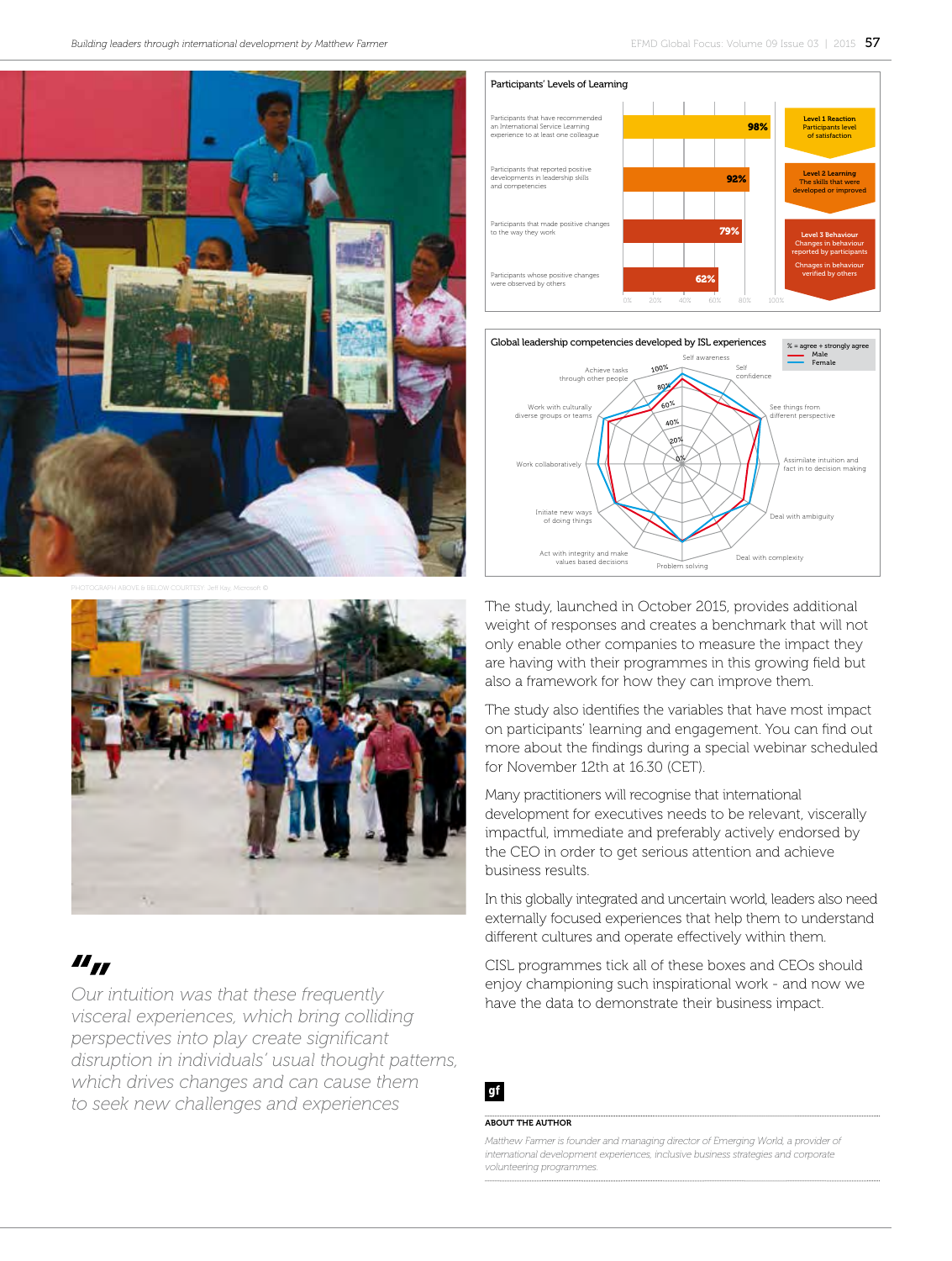PHOTOGRAPH ABOVE & BELOW COURTESY: Jeff Kay, Microsoft ©

Participants' Levels of Learning

Participants that have recommended an International Service Learning experience to at least one colleague

98%

Participants that reported positive developments in leadership skills and competencies

92%

Participants that made positive changes to the way they work

79%

Participants whose positive changes were observed by others

62%

0% 20% 40% 60% 80% 100%

Level 1 Reaction
Participants level of satisfaction

Level 2 Learning
The skills that were developed or improved

Level 3 Behaviour
Changes in behaviour reported by participants

Chnages in behaviour verified by others

Global leadership competencies developed by ISL experiences

% = agree + strongly agree
Male
Female

Self awareness
Self confidence
See things from different perspective
Assimilate intuition and fact in to decision making
Deal with ambiguity
Deal with complexity
Problem solving
Act with integrity and make values based decisions
Initiate new ways of doing things
Work collaboratively
Work with culturally diverse groups or teams
Achieve tasks through other people

100%
80%
60%
40%
20%
0%

The study, launched in October 2015, provides additional weight of responses and creates a benchmark that will not only enable other companies to measure the impact they are having with their programmes in this growing field but also a framework for how they can improve them.

The study also identifies the variables that have most impact on participants' learning and engagement. You can find out more about the findings during a special webinar scheduled for November 12th at 16.30 (CET).

Many practitioners will recognise that international development for executives needs to be relevant, viscerally impactful, immediate and preferably actively endorsed by the CEO in order to get serious attention and achieve business results.

In this globally integrated and uncertain world, leaders also need externally focused experiences that help them to understand different cultures and operate effectively within them.

CISL programmes tick all of these boxes and CEOs should enjoy championing such inspirational work - and now we have the data to demonstrate their business impact.

> *Our intuition was that these frequently visceral experiences, which bring colliding perspectives into play create significant disruption in individuals' usual thought patterns, which drives changes and can cause them to seek new challenges and experiences*

**ABOUT THE AUTHOR**

*Matthew Farmer is founder and managing director of Emerging World, a provider of international development experiences, inclusive business strategies and corporate volunteering programmes.*